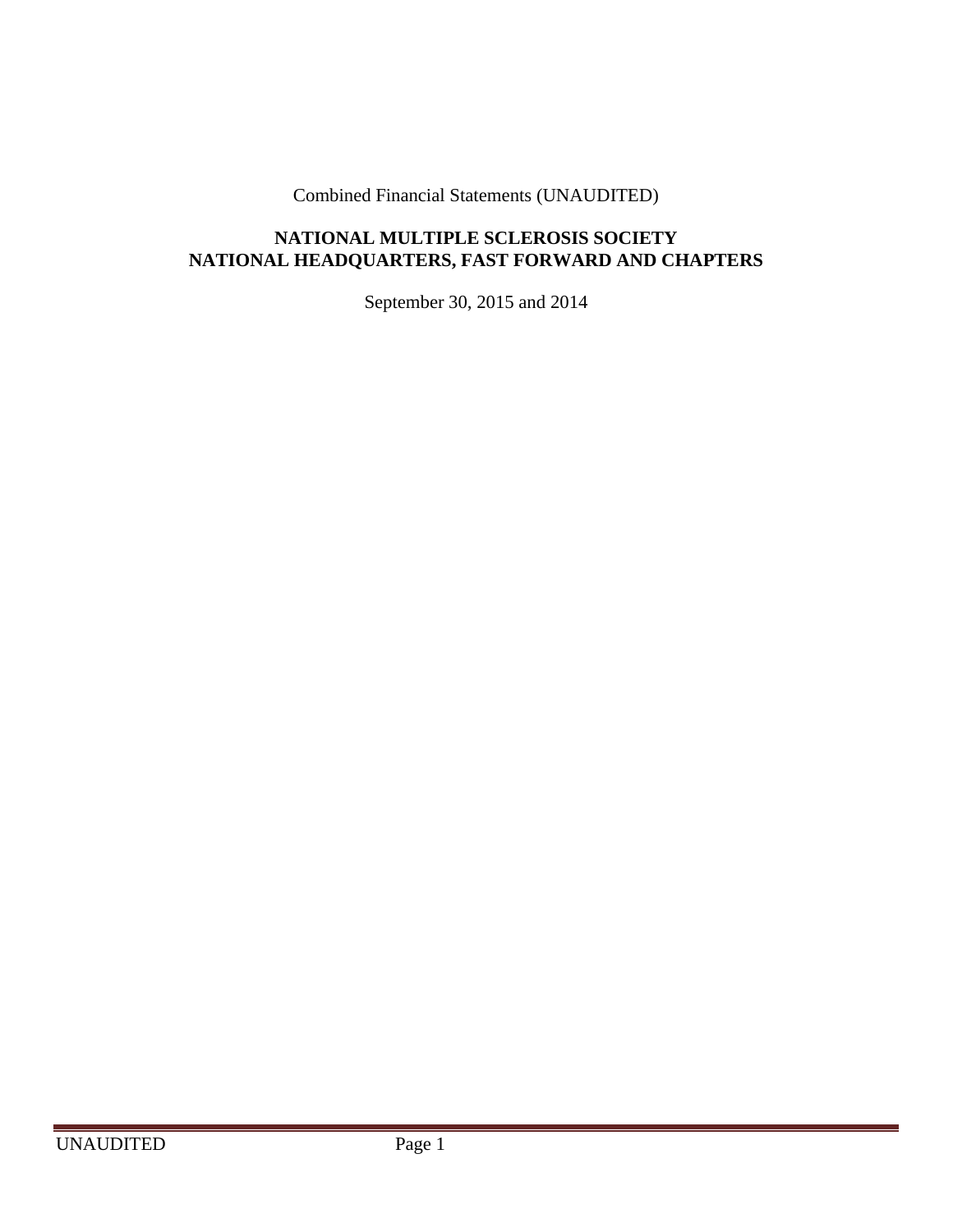Combined Financial Statements (UNAUDITED)

**NATIONAL MULTIPLE SCLEROSIS SOCIETY**
**NATIONAL HEADQUARTERS, FAST FORWARD AND CHAPTERS**

September 30, 2015 and 2014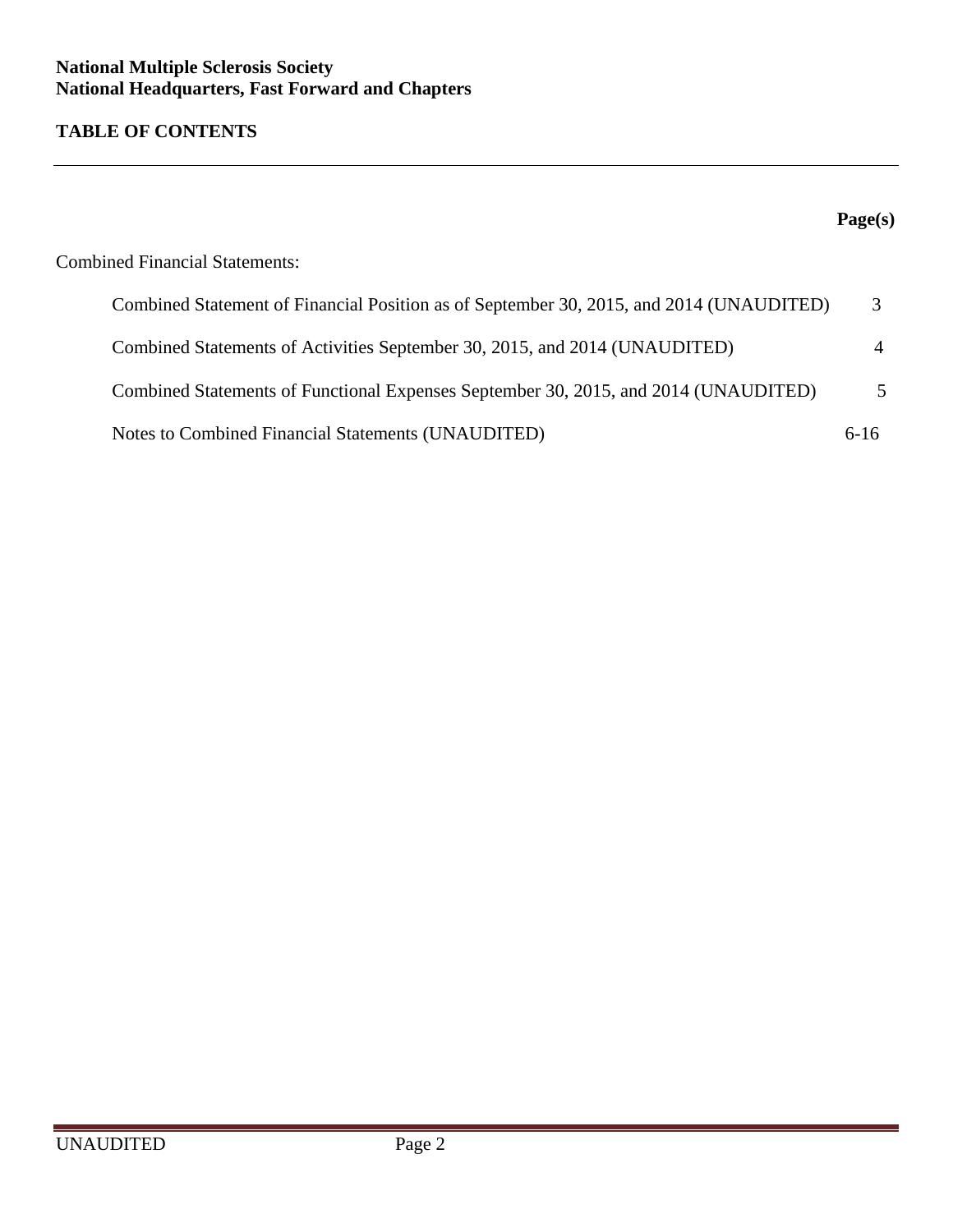**National Multiple Sclerosis Society**
**National Headquarters, Fast Forward and Chapters**

## TABLE OF CONTENTS

| | Page(s) |
|---|---|
| Combined Financial Statements: | |
| Combined Statement of Financial Position as of September 30, 2015, and 2014 (UNAUDITED) | 3 |
| Combined Statements of Activities September 30, 2015, and 2014 (UNAUDITED) | 4 |
| Combined Statements of Functional Expenses September 30, 2015, and 2014 (UNAUDITED) | 5 |
| Notes to Combined Financial Statements (UNAUDITED) | 6-16 |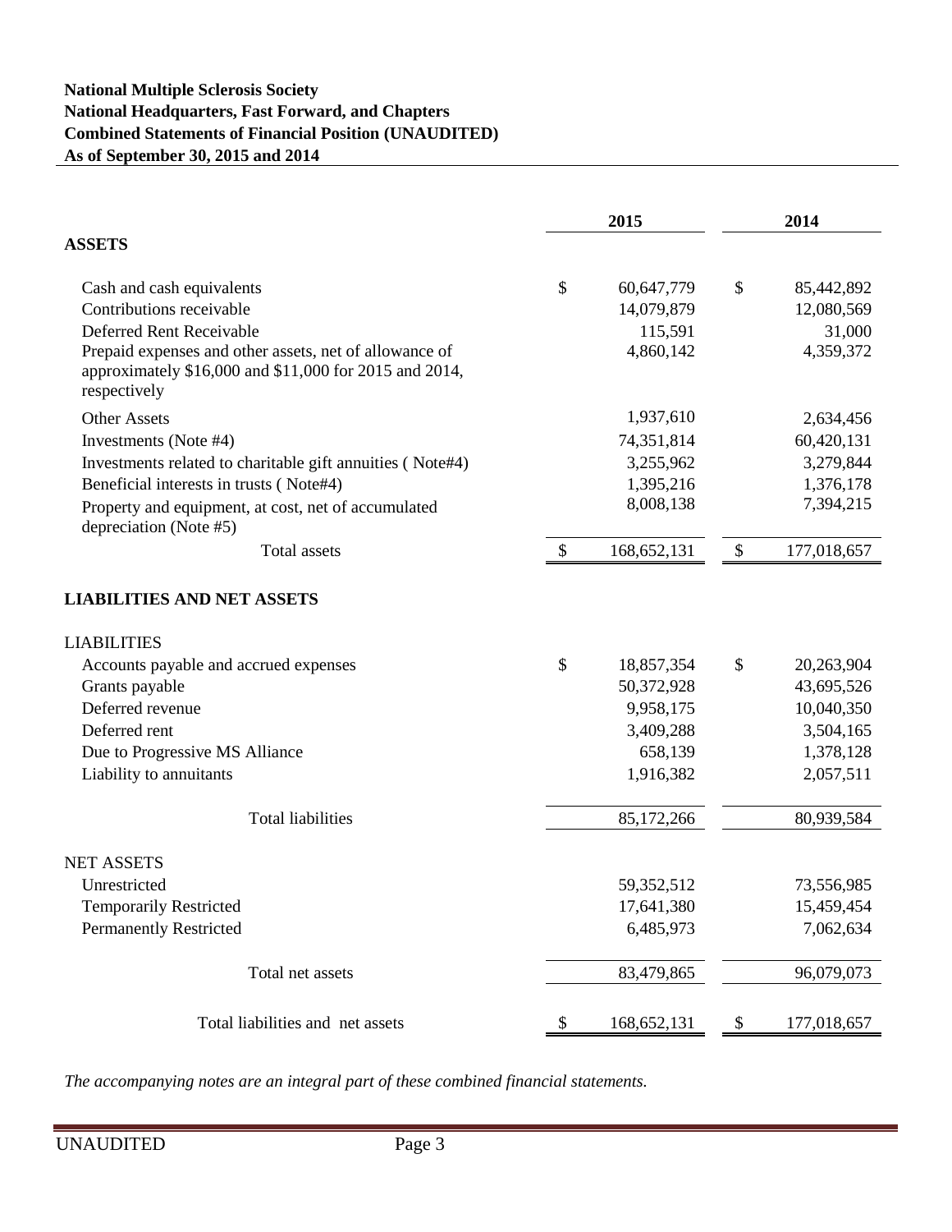**National Multiple Sclerosis Society**
**National Headquarters, Fast Forward, and Chapters**
**Combined Statements of Financial Position (UNAUDITED)**
**As of September 30, 2015 and 2014**

| | 2015 | 2014 |
|---|---|---|
| **ASSETS** | | |
| Cash and cash equivalents | $ 60,647,779 | $ 85,442,892 |
| Contributions receivable | 14,079,879 | 12,080,569 |
| Deferred Rent Receivable | 115,591 | 31,000 |
| Prepaid expenses and other assets, net of allowance of approximately $16,000 and $11,000 for 2015 and 2014, respectively | 4,860,142 | 4,359,372 |
| Other Assets | 1,937,610 | 2,634,456 |
| Investments (Note #4) | 74,351,814 | 60,420,131 |
| Investments related to charitable gift annuities ( Note#4) | 3,255,962 | 3,279,844 |
| Beneficial interests in trusts ( Note#4) | 1,395,216 | 1,376,178 |
| Property and equipment, at cost, net of accumulated depreciation (Note #5) | 8,008,138 | 7,394,215 |
| Total assets | $ 168,652,131 | $ 177,018,657 |
| **LIABILITIES AND NET ASSETS** | | |
| LIABILITIES | | |
| Accounts payable and accrued expenses | $ 18,857,354 | $ 20,263,904 |
| Grants payable | 50,372,928 | 43,695,526 |
| Deferred revenue | 9,958,175 | 10,040,350 |
| Deferred rent | 3,409,288 | 3,504,165 |
| Due to Progressive MS Alliance | 658,139 | 1,378,128 |
| Liability to annuitants | 1,916,382 | 2,057,511 |
| Total liabilities | 85,172,266 | 80,939,584 |
| NET ASSETS | | |
| Unrestricted | 59,352,512 | 73,556,985 |
| Temporarily Restricted | 17,641,380 | 15,459,454 |
| Permanently Restricted | 6,485,973 | 7,062,634 |
| Total net assets | 83,479,865 | 96,079,073 |
| Total liabilities and net assets | $ 168,652,131 | $ 177,018,657 |

*The accompanying notes are an integral part of these combined financial statements.*

UNAUDITED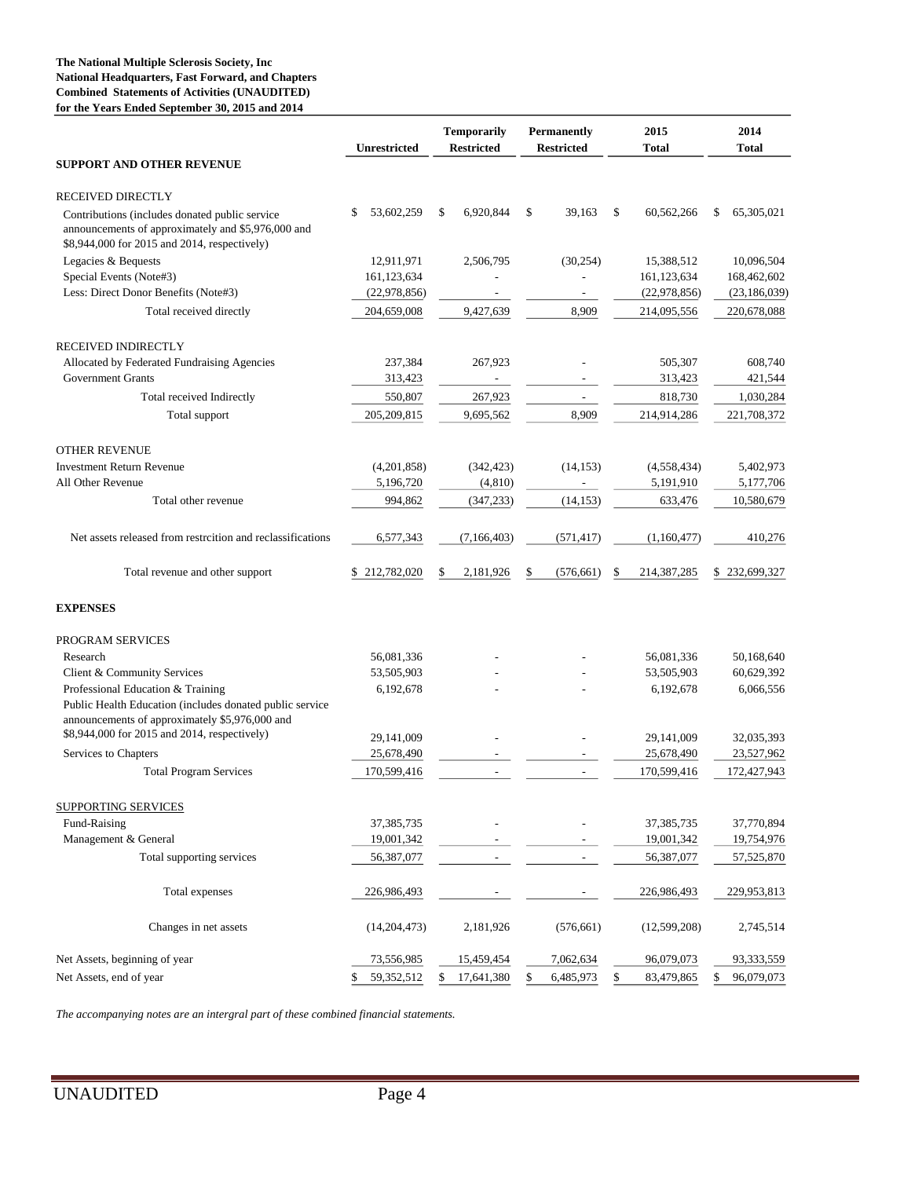**The National Multiple Sclerosis Society, Inc**
**National Headquarters, Fast Forward, and Chapters**
**Combined Statements of Activities (UNAUDITED)**
**for the Years Ended September 30, 2015 and 2014**

| | Unrestricted | Temporarily Restricted | Permanently Restricted | 2015 Total | 2014 Total |
|---|---|---|---|---|---|
| **SUPPORT AND OTHER REVENUE** | | | | | |
| RECEIVED DIRECTLY | | | | | |
| Contributions (includes donated public service announcements of approximately and $5,976,000 and $8,944,000 for 2015 and 2014, respectively) | $ 53,602,259 | $ 6,920,844 | $ 39,163 | $ 60,562,266 | $ 65,305,021 |
| Legacies & Bequests | 12,911,971 | 2,506,795 | (30,254) | 15,388,512 | 10,096,504 |
| Special Events (Note#3) | 161,123,634 | - | - | 161,123,634 | 168,462,602 |
| Less: Direct Donor Benefits (Note#3) | (22,978,856) | - | - | (22,978,856) | (23,186,039) |
| Total received directly | 204,659,008 | 9,427,639 | 8,909 | 214,095,556 | 220,678,088 |
| RECEIVED INDIRECTLY | | | | | |
| Allocated by Federated Fundraising Agencies | 237,384 | 267,923 | - | 505,307 | 608,740 |
| Government Grants | 313,423 | - | - | 313,423 | 421,544 |
| Total received Indirectly | 550,807 | 267,923 | - | 818,730 | 1,030,284 |
| Total support | 205,209,815 | 9,695,562 | 8,909 | 214,914,286 | 221,708,372 |
| OTHER REVENUE | | | | | |
| Investment Return Revenue | (4,201,858) | (342,423) | (14,153) | (4,558,434) | 5,402,973 |
| All Other Revenue | 5,196,720 | (4,810) | - | 5,191,910 | 5,177,706 |
| Total other revenue | 994,862 | (347,233) | (14,153) | 633,476 | 10,580,679 |
| Net assets released from restrcition and reclassifications | 6,577,343 | (7,166,403) | (571,417) | (1,160,477) | 410,276 |
| Total revenue and other support | $ 212,782,020 | $ 2,181,926 | $ (576,661) | $ 214,387,285 | $ 232,699,327 |
| **EXPENSES** | | | | | |
| PROGRAM SERVICES | | | | | |
| Research | 56,081,336 | - | - | 56,081,336 | 50,168,640 |
| Client & Community Services | 53,505,903 | - | - | 53,505,903 | 60,629,392 |
| Professional Education & Training | 6,192,678 | - | - | 6,192,678 | 6,066,556 |
| Public Health Education (includes donated public service announcements of approximately $5,976,000 and $8,944,000 for 2015 and 2014, respectively) | 29,141,009 | - | - | 29,141,009 | 32,035,393 |
| Services to Chapters | 25,678,490 | - | - | 25,678,490 | 23,527,962 |
| Total Program Services | 170,599,416 | - | - | 170,599,416 | 172,427,943 |
| SUPPORTING SERVICES | | | | | |
| Fund-Raising | 37,385,735 | - | - | 37,385,735 | 37,770,894 |
| Management & General | 19,001,342 | - | - | 19,001,342 | 19,754,976 |
| Total supporting services | 56,387,077 | - | - | 56,387,077 | 57,525,870 |
| Total expenses | 226,986,493 | - | - | 226,986,493 | 229,953,813 |
| Changes in net assets | (14,204,473) | 2,181,926 | (576,661) | (12,599,208) | 2,745,514 |
| Net Assets, beginning of year | 73,556,985 | 15,459,454 | 7,062,634 | 96,079,073 | 93,333,559 |
| Net Assets, end of year | $ 59,352,512 | $ 17,641,380 | $ 6,485,973 | $ 83,479,865 | $ 96,079,073 |

*The accompanying notes are an intergral part of these combined financial statements.*

UNAUDITED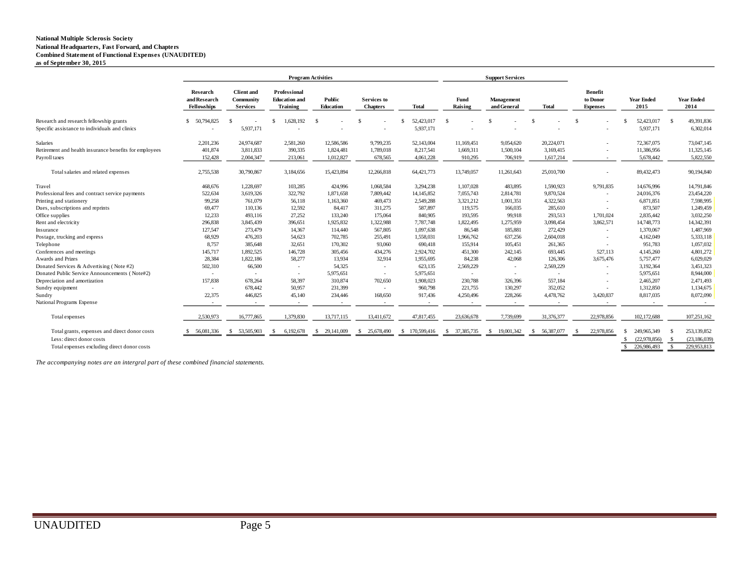**National Multiple Sclerosis Society**
**National Headquarters, Fast Forward, and Chapters**
**Combined Statement of Functional Expenses (UNAUDITED)**
**as of September 30, 2015**

| | Program Activities | | | | | | Support Services | | | | | |
|---|---|---|---|---|---|---|---|---|---|---|---|---|
| | Research and Research Fellowships | Client and Community Services | Professional Education and Training | Public Education | Services to Chapters | Total | Fund Raising | Management and General | Total | Benefit to Donor Expenses | Year Ended 2015 | Year Ended 2014 |
| Research and research fellowship grants | $ 50,794,825 | $ - | $ 1,628,192 | $ - | $ - | $ 52,423,017 | $ - | $ - | $ - | $ - | $ 52,423,017 | $ 49,391,836 |
| Specific assistance to individuals and clinics | - | 5,937,171 | - | - | - | 5,937,171 | - | - | - | - | 5,937,171 | 6,302,014 |
| Salaries | 2,201,236 | 24,974,687 | 2,581,260 | 12,586,586 | 9,799,235 | 52,143,004 | 11,169,451 | 9,054,620 | 20,224,071 | - | 72,367,075 | 73,047,145 |
| Retirement and health insurance benefits for employees | 401,874 | 3,811,833 | 390,335 | 1,824,481 | 1,789,018 | 8,217,541 | 1,669,311 | 1,500,104 | 3,169,415 | - | 11,386,956 | 11,325,145 |
| Payroll taxes | 152,428 | 2,004,347 | 213,061 | 1,012,827 | 678,565 | 4,061,228 | 910,295 | 706,919 | 1,617,214 | - | 5,678,442 | 5,822,550 |
| Total salaries and related expenses | 2,755,538 | 30,790,867 | 3,184,656 | 15,423,894 | 12,266,818 | 64,421,773 | 13,749,057 | 11,261,643 | 25,010,700 | - | 89,432,473 | 90,194,840 |
| Travel | 468,676 | 1,228,697 | 103,285 | 424,996 | 1,068,584 | 3,294,238 | 1,107,028 | 483,895 | 1,590,923 | 9,791,835 | 14,676,996 | 14,791,846 |
| Professional fees and contract service payments | 522,634 | 3,619,326 | 322,792 | 1,871,658 | 7,809,442 | 14,145,852 | 7,055,743 | 2,814,781 | 9,870,524 | - | 24,016,376 | 23,454,220 |
| Printing and stationery | 99,258 | 761,079 | 56,118 | 1,163,360 | 469,473 | 2,549,288 | 3,321,212 | 1,001,351 | 4,322,563 | - | 6,871,851 | 7,598,995 |
| Dues, subscriptions and reprints | 69,477 | 110,136 | 12,592 | 84,417 | 311,275 | 587,897 | 119,575 | 166,035 | 285,610 | - | 873,507 | 1,249,459 |
| Office supplies | 12,233 | 493,116 | 27,252 | 133,240 | 175,064 | 840,905 | 193,595 | 99,918 | 293,513 | 1,701,024 | 2,835,442 | 3,032,250 |
| Rent and electricity | 296,838 | 3,845,439 | 396,651 | 1,925,832 | 1,322,988 | 7,787,748 | 1,822,495 | 1,275,959 | 3,098,454 | 3,862,571 | 14,748,773 | 14,342,391 |
| Insurance | 127,547 | 273,479 | 14,367 | 114,440 | 567,805 | 1,097,638 | 86,548 | 185,881 | 272,429 | - | 1,370,067 | 1,487,969 |
| Postage, trucking and express | 68,929 | 476,203 | 54,623 | 702,785 | 255,491 | 1,558,031 | 1,966,762 | 637,256 | 2,604,018 | - | 4,162,049 | 5,333,118 |
| Telephone | 8,757 | 385,648 | 32,651 | 170,302 | 93,060 | 690,418 | 155,914 | 105,451 | 261,365 | - | 951,783 | 1,057,032 |
| Conferences and meetings | 145,717 | 1,892,525 | 146,728 | 305,456 | 434,276 | 2,924,702 | 451,300 | 242,145 | 693,445 | 527,113 | 4,145,260 | 4,801,272 |
| Awards and Prizes | 28,384 | 1,822,186 | 58,277 | 13,934 | 32,914 | 1,955,695 | 84,238 | 42,068 | 126,306 | 3,675,476 | 5,757,477 | 6,029,029 |
| Donated Services & Advertising ( Note #2) | 502,310 | 66,500 | - | 54,325 | - | 623,135 | 2,569,229 | - | 2,569,229 | - | 3,192,364 | 3,451,323 |
| Donated Public Service Announcements ( Note#2) | - | - | - | 5,975,651 | - | 5,975,651 | - | - | - | - | 5,975,651 | 8,944,000 |
| Depreciation and amortization | 157,838 | 678,264 | 58,397 | 310,874 | 702,650 | 1,908,023 | 230,788 | 326,396 | 557,184 | - | 2,465,207 | 2,471,493 |
| Sundry equipment | - | 678,442 | 50,957 | 231,399 | - | 960,798 | 221,755 | 130,297 | 352,052 | - | 1,312,850 | 1,134,675 |
| Sundry | 22,375 | 446,825 | 45,140 | 234,446 | 168,650 | 917,436 | 4,250,496 | 228,266 | 4,478,762 | 3,420,837 | 8,817,035 | 8,072,090 |
| National Programs Expense | - | - | - | - | - | - | - | - | - | - | - | - |
| Total expenses | 2,530,973 | 16,777,865 | 1,379,830 | 13,717,115 | 13,411,672 | 47,817,455 | 23,636,678 | 7,739,699 | 31,376,377 | 22,978,856 | 102,172,688 | 107,251,162 |
| Total grants, expenses and direct donor costs | $ 56,081,336 | $ 53,505,903 | $ 6,192,678 | $ 29,141,009 | $ 25,678,490 | $ 170,599,416 | $ 37,385,735 | $ 19,001,342 | $ 56,387,077 | $ 22,978,856 | $ 249,965,349 | $ 253,139,852 |
| Less: direct donor costs | | | | | | | | | | | $ (22,978,856) | $ (23,186,039) |
| Total expenses excluding direct donor costs | | | | | | | | | | | $ 226,986,493 | $ 229,953,813 |

*The accompanying notes are an intergral part of these combined financial statements.*

UNAUDITED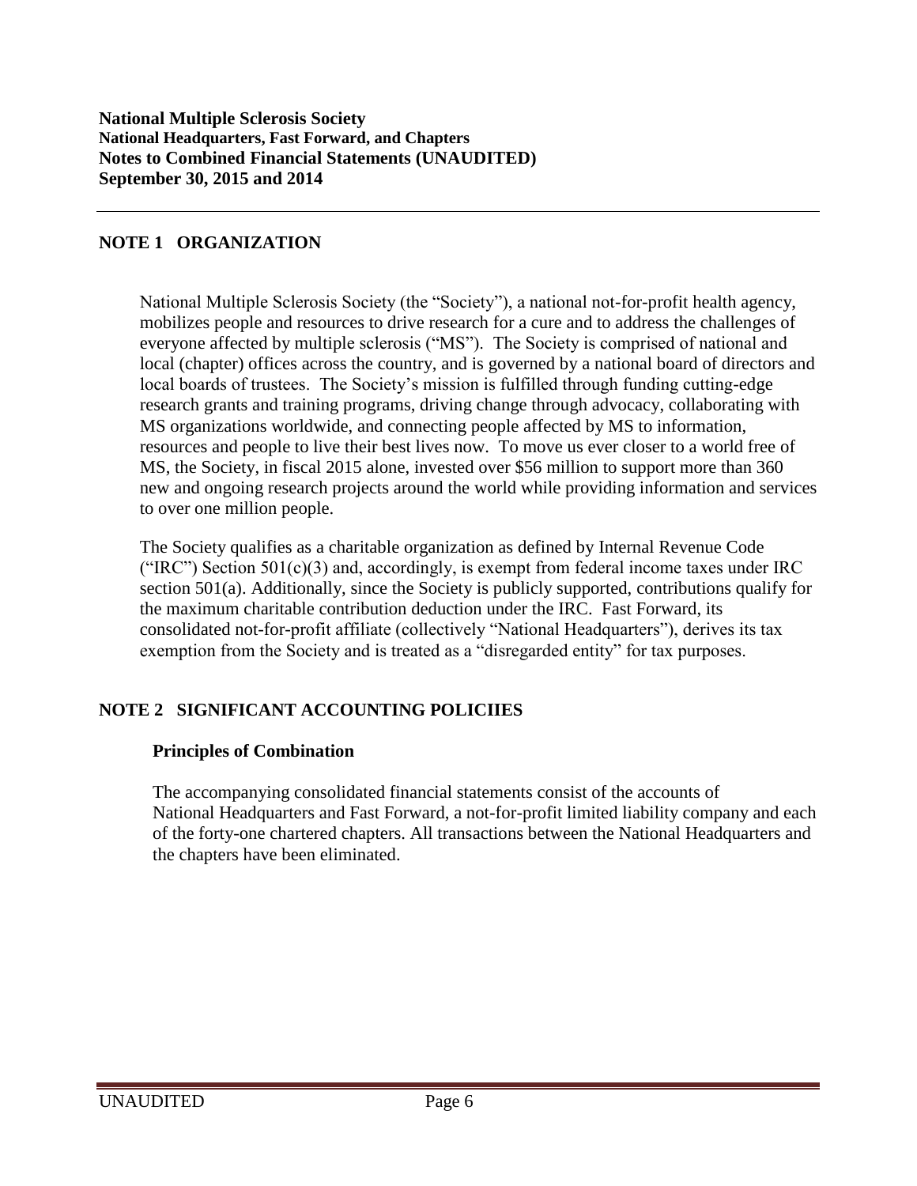**National Multiple Sclerosis Society**
**National Headquarters, Fast Forward, and Chapters**
**Notes to Combined Financial Statements (UNAUDITED)**
**September 30, 2015 and 2014**

## NOTE 1 ORGANIZATION

National Multiple Sclerosis Society (the "Society"), a national not-for-profit health agency, mobilizes people and resources to drive research for a cure and to address the challenges of everyone affected by multiple sclerosis ("MS"). The Society is comprised of national and local (chapter) offices across the country, and is governed by a national board of directors and local boards of trustees. The Society's mission is fulfilled through funding cutting-edge research grants and training programs, driving change through advocacy, collaborating with MS organizations worldwide, and connecting people affected by MS to information, resources and people to live their best lives now. To move us ever closer to a world free of MS, the Society, in fiscal 2015 alone, invested over $56 million to support more than 360 new and ongoing research projects around the world while providing information and services to over one million people.

The Society qualifies as a charitable organization as defined by Internal Revenue Code ("IRC") Section 501(c)(3) and, accordingly, is exempt from federal income taxes under IRC section 501(a). Additionally, since the Society is publicly supported, contributions qualify for the maximum charitable contribution deduction under the IRC. Fast Forward, its consolidated not-for-profit affiliate (collectively "National Headquarters"), derives its tax exemption from the Society and is treated as a "disregarded entity" for tax purposes.

## NOTE 2 SIGNIFICANT ACCOUNTING POLICIIES

### Principles of Combination

The accompanying consolidated financial statements consist of the accounts of National Headquarters and Fast Forward, a not-for-profit limited liability company and each of the forty-one chartered chapters. All transactions between the National Headquarters and the chapters have been eliminated.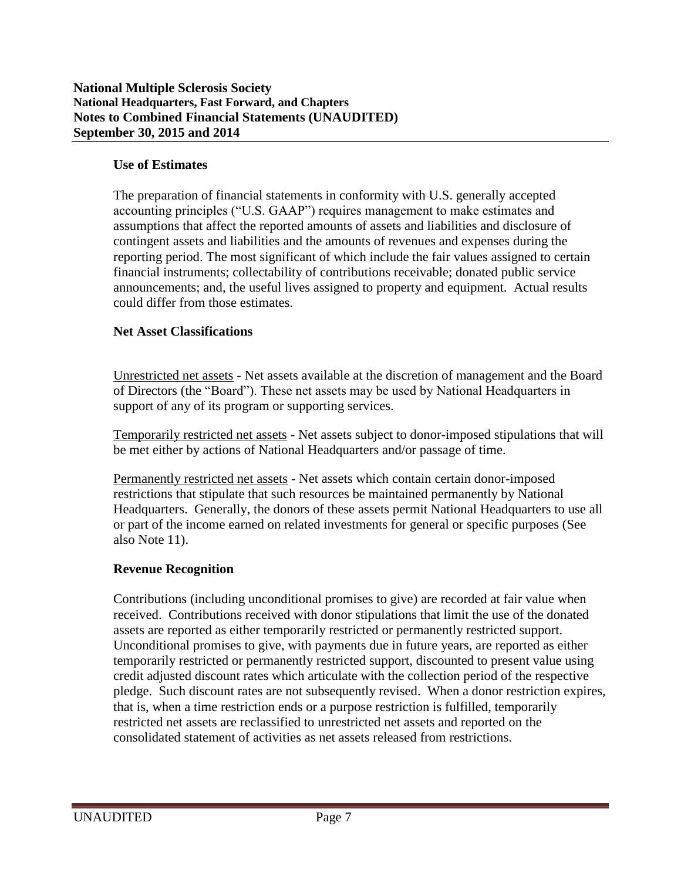#### Use of Estimates

The preparation of financial statements in conformity with U.S. generally accepted accounting principles ("U.S. GAAP") requires management to make estimates and assumptions that affect the reported amounts of assets and liabilities and disclosure of contingent assets and liabilities and the amounts of revenues and expenses during the reporting period. The most significant of which include the fair values assigned to certain financial instruments; collectability of contributions receivable; donated public service announcements; and, the useful lives assigned to property and equipment. Actual results could differ from those estimates.

#### Net Asset Classifications

Unrestricted net assets - Net assets available at the discretion of management and the Board of Directors (the "Board"). These net assets may be used by National Headquarters in support of any of its program or supporting services.

Temporarily restricted net assets - Net assets subject to donor-imposed stipulations that will be met either by actions of National Headquarters and/or passage of time.

Permanently restricted net assets - Net assets which contain certain donor-imposed restrictions that stipulate that such resources be maintained permanently by National Headquarters. Generally, the donors of these assets permit National Headquarters to use all or part of the income earned on related investments for general or specific purposes (See also Note 11).

#### Revenue Recognition

Contributions (including unconditional promises to give) are recorded at fair value when received. Contributions received with donor stipulations that limit the use of the donated assets are reported as either temporarily restricted or permanently restricted support. Unconditional promises to give, with payments due in future years, are reported as either temporarily restricted or permanently restricted support, discounted to present value using credit adjusted discount rates which articulate with the collection period of the respective pledge. Such discount rates are not subsequently revised. When a donor restriction expires, that is, when a time restriction ends or a purpose restriction is fulfilled, temporarily restricted net assets are reclassified to unrestricted net assets and reported on the consolidated statement of activities as net assets released from restrictions.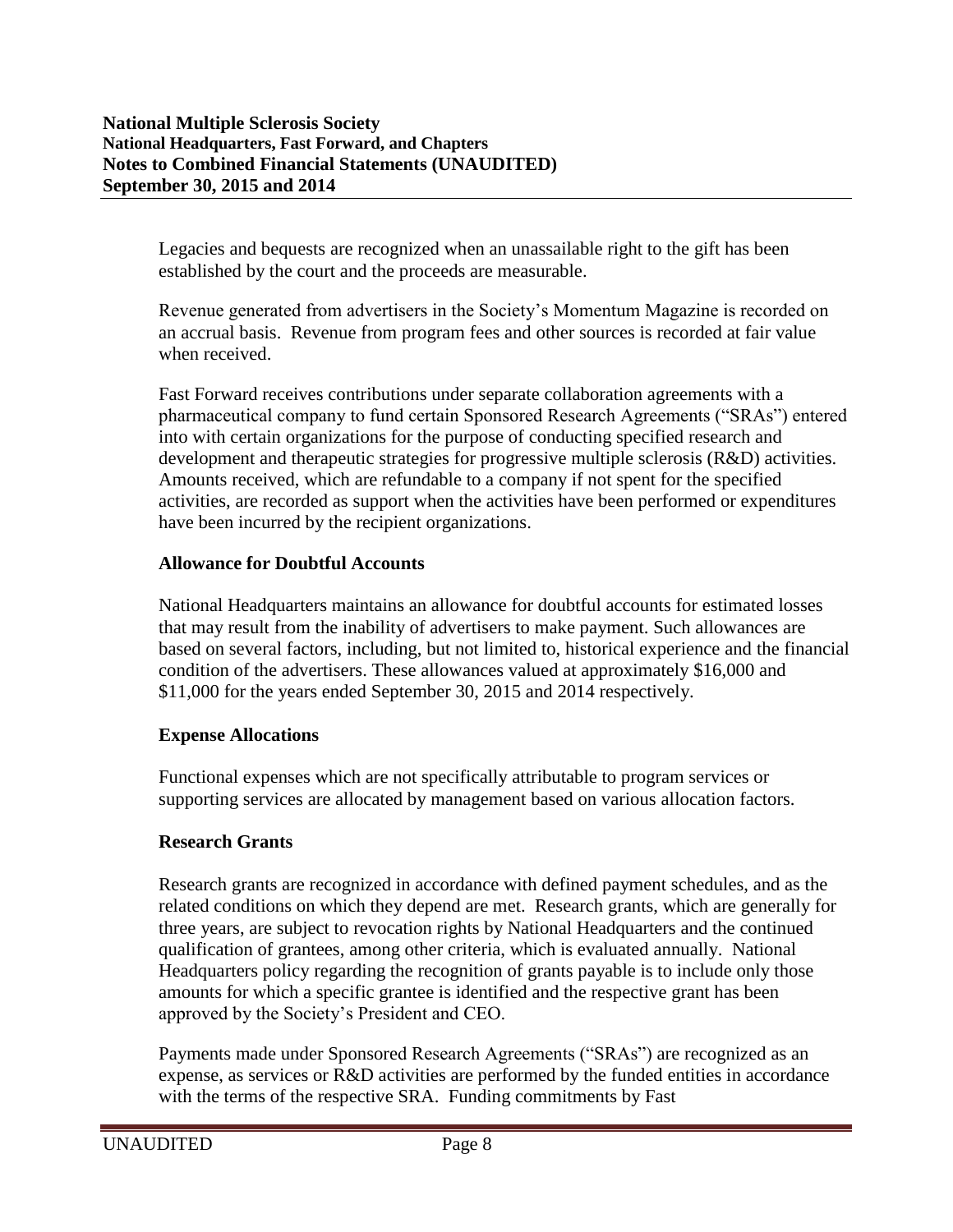Legacies and bequests are recognized when an unassailable right to the gift has been established by the court and the proceeds are measurable.

Revenue generated from advertisers in the Society's Momentum Magazine is recorded on an accrual basis. Revenue from program fees and other sources is recorded at fair value when received.

Fast Forward receives contributions under separate collaboration agreements with a pharmaceutical company to fund certain Sponsored Research Agreements ("SRAs") entered into with certain organizations for the purpose of conducting specified research and development and therapeutic strategies for progressive multiple sclerosis (R&D) activities. Amounts received, which are refundable to a company if not spent for the specified activities, are recorded as support when the activities have been performed or expenditures have been incurred by the recipient organizations.

### Allowance for Doubtful Accounts

National Headquarters maintains an allowance for doubtful accounts for estimated losses that may result from the inability of advertisers to make payment. Such allowances are based on several factors, including, but not limited to, historical experience and the financial condition of the advertisers. These allowances valued at approximately $16,000 and $11,000 for the years ended September 30, 2015 and 2014 respectively.

### Expense Allocations

Functional expenses which are not specifically attributable to program services or supporting services are allocated by management based on various allocation factors.

### Research Grants

Research grants are recognized in accordance with defined payment schedules, and as the related conditions on which they depend are met. Research grants, which are generally for three years, are subject to revocation rights by National Headquarters and the continued qualification of grantees, among other criteria, which is evaluated annually. National Headquarters policy regarding the recognition of grants payable is to include only those amounts for which a specific grantee is identified and the respective grant has been approved by the Society's President and CEO.

Payments made under Sponsored Research Agreements ("SRAs") are recognized as an expense, as services or R&D activities are performed by the funded entities in accordance with the terms of the respective SRA. Funding commitments by Fast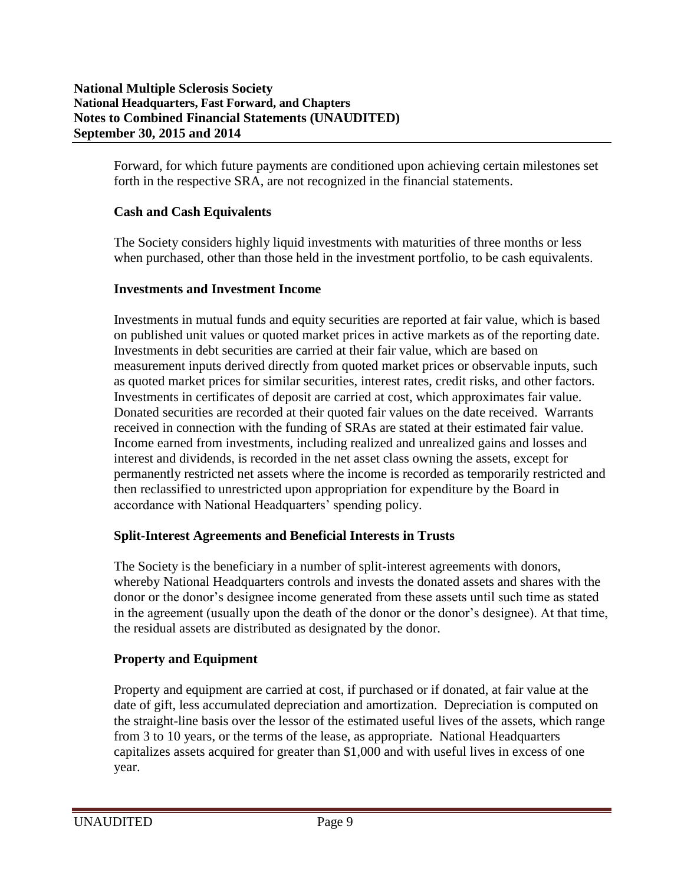Forward, for which future payments are conditioned upon achieving certain milestones set forth in the respective SRA, are not recognized in the financial statements.

**Cash and Cash Equivalents**

The Society considers highly liquid investments with maturities of three months or less when purchased, other than those held in the investment portfolio, to be cash equivalents.

**Investments and Investment Income**

Investments in mutual funds and equity securities are reported at fair value, which is based on published unit values or quoted market prices in active markets as of the reporting date. Investments in debt securities are carried at their fair value, which are based on measurement inputs derived directly from quoted market prices or observable inputs, such as quoted market prices for similar securities, interest rates, credit risks, and other factors. Investments in certificates of deposit are carried at cost, which approximates fair value. Donated securities are recorded at their quoted fair values on the date received. Warrants received in connection with the funding of SRAs are stated at their estimated fair value. Income earned from investments, including realized and unrealized gains and losses and interest and dividends, is recorded in the net asset class owning the assets, except for permanently restricted net assets where the income is recorded as temporarily restricted and then reclassified to unrestricted upon appropriation for expenditure by the Board in accordance with National Headquarters' spending policy.

**Split-Interest Agreements and Beneficial Interests in Trusts**

The Society is the beneficiary in a number of split-interest agreements with donors, whereby National Headquarters controls and invests the donated assets and shares with the donor or the donor's designee income generated from these assets until such time as stated in the agreement (usually upon the death of the donor or the donor's designee). At that time, the residual assets are distributed as designated by the donor.

**Property and Equipment**

Property and equipment are carried at cost, if purchased or if donated, at fair value at the date of gift, less accumulated depreciation and amortization. Depreciation is computed on the straight-line basis over the lessor of the estimated useful lives of the assets, which range from 3 to 10 years, or the terms of the lease, as appropriate. National Headquarters capitalizes assets acquired for greater than $1,000 and with useful lives in excess of one year.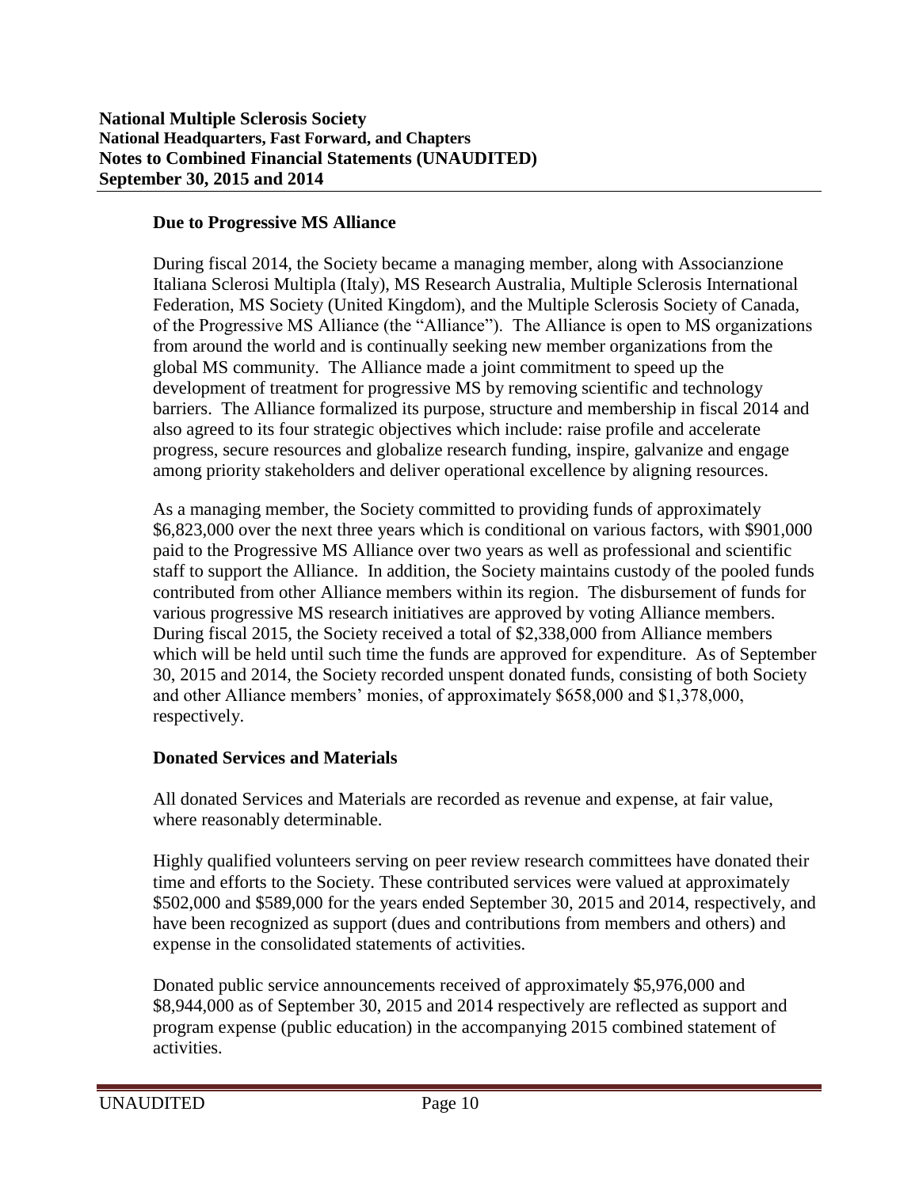### Due to Progressive MS Alliance

During fiscal 2014, the Society became a managing member, along with Associanzione Italiana Sclerosi Multipla (Italy), MS Research Australia, Multiple Sclerosis International Federation, MS Society (United Kingdom), and the Multiple Sclerosis Society of Canada, of the Progressive MS Alliance (the "Alliance"). The Alliance is open to MS organizations from around the world and is continually seeking new member organizations from the global MS community. The Alliance made a joint commitment to speed up the development of treatment for progressive MS by removing scientific and technology barriers. The Alliance formalized its purpose, structure and membership in fiscal 2014 and also agreed to its four strategic objectives which include: raise profile and accelerate progress, secure resources and globalize research funding, inspire, galvanize and engage among priority stakeholders and deliver operational excellence by aligning resources.

As a managing member, the Society committed to providing funds of approximately $6,823,000 over the next three years which is conditional on various factors, with $901,000 paid to the Progressive MS Alliance over two years as well as professional and scientific staff to support the Alliance. In addition, the Society maintains custody of the pooled funds contributed from other Alliance members within its region. The disbursement of funds for various progressive MS research initiatives are approved by voting Alliance members. During fiscal 2015, the Society received a total of $2,338,000 from Alliance members which will be held until such time the funds are approved for expenditure. As of September 30, 2015 and 2014, the Society recorded unspent donated funds, consisting of both Society and other Alliance members' monies, of approximately $658,000 and $1,378,000, respectively.

### Donated Services and Materials

All donated Services and Materials are recorded as revenue and expense, at fair value, where reasonably determinable.

Highly qualified volunteers serving on peer review research committees have donated their time and efforts to the Society. These contributed services were valued at approximately $502,000 and $589,000 for the years ended September 30, 2015 and 2014, respectively, and have been recognized as support (dues and contributions from members and others) and expense in the consolidated statements of activities.

Donated public service announcements received of approximately $5,976,000 and $8,944,000 as of September 30, 2015 and 2014 respectively are reflected as support and program expense (public education) in the accompanying 2015 combined statement of activities.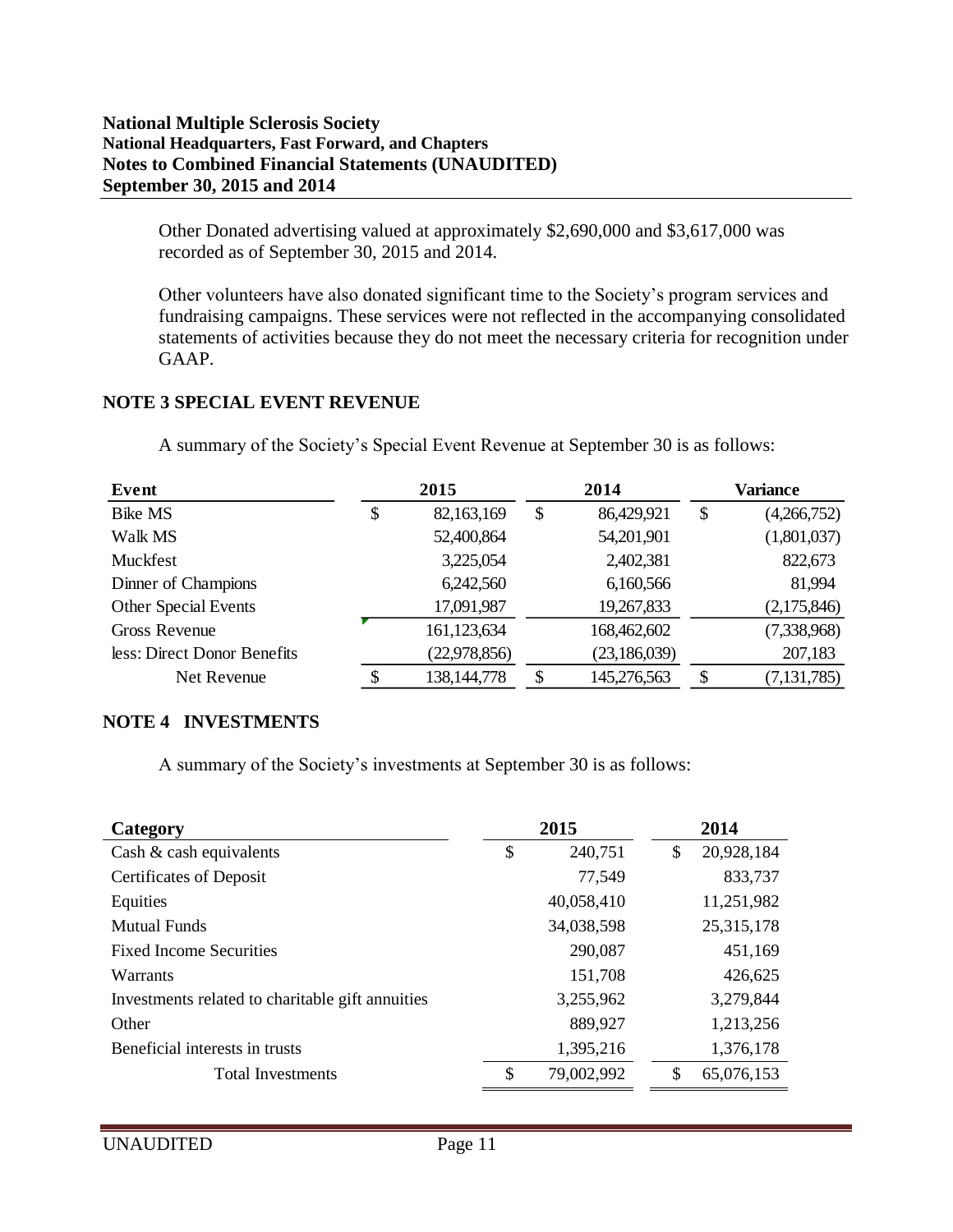Other Donated advertising valued at approximately $2,690,000 and $3,617,000 was recorded as of September 30, 2015 and 2014.

Other volunteers have also donated significant time to the Society's program services and fundraising campaigns. These services were not reflected in the accompanying consolidated statements of activities because they do not meet the necessary criteria for recognition under GAAP.

## NOTE 3 SPECIAL EVENT REVENUE

A summary of the Society's Special Event Revenue at September 30 is as follows:

| Event | 2015 | 2014 | Variance |
|---|---|---|---|
| Bike MS | $ 82,163,169 | $ 86,429,921 | $ (4,266,752) |
| Walk MS | 52,400,864 | 54,201,901 | (1,801,037) |
| Muckfest | 3,225,054 | 2,402,381 | 822,673 |
| Dinner of Champions | 6,242,560 | 6,160,566 | 81,994 |
| Other Special Events | 17,091,987 | 19,267,833 | (2,175,846) |
| Gross Revenue | 161,123,634 | 168,462,602 | (7,338,968) |
| less: Direct Donor Benefits | (22,978,856) | (23,186,039) | 207,183 |
| Net Revenue | $ 138,144,778 | $ 145,276,563 | $ (7,131,785) |

## NOTE 4 INVESTMENTS

A summary of the Society's investments at September 30 is as follows:

| Category | 2015 | 2014 |
|---|---|---|
| Cash & cash equivalents | $ 240,751 | $ 20,928,184 |
| Certificates of Deposit | 77,549 | 833,737 |
| Equities | 40,058,410 | 11,251,982 |
| Mutual Funds | 34,038,598 | 25,315,178 |
| Fixed Income Securities | 290,087 | 451,169 |
| Warrants | 151,708 | 426,625 |
| Investments related to charitable gift annuities | 3,255,962 | 3,279,844 |
| Other | 889,927 | 1,213,256 |
| Beneficial interests in trusts | 1,395,216 | 1,376,178 |
| Total Investments | $ 79,002,992 | $ 65,076,153 |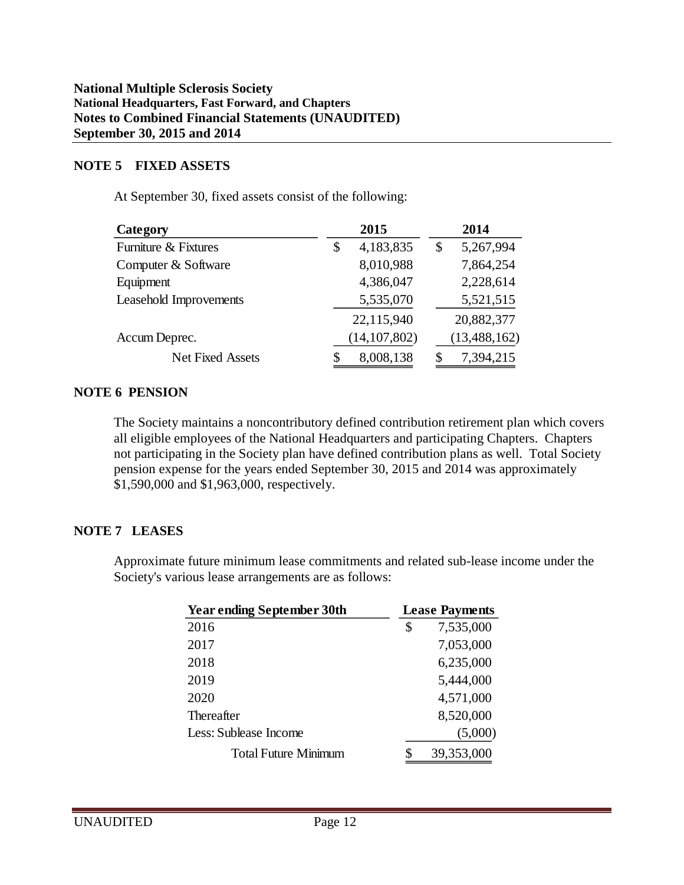## NOTE 5 FIXED ASSETS

At September 30, fixed assets consist of the following:

| Category | 2015 | 2014 |
|---|---|---|
| Furniture & Fixtures | $ 4,183,835 | $ 5,267,994 |
| Computer & Software | 8,010,988 | 7,864,254 |
| Equipment | 4,386,047 | 2,228,614 |
| Leasehold Improvements | 5,535,070 | 5,521,515 |
| | 22,115,940 | 20,882,377 |
| Accum Deprec. | (14,107,802) | (13,488,162) |
| Net Fixed Assets | $ 8,008,138 | $ 7,394,215 |

## NOTE 6 PENSION

The Society maintains a noncontributory defined contribution retirement plan which covers all eligible employees of the National Headquarters and participating Chapters. Chapters not participating in the Society plan have defined contribution plans as well. Total Society pension expense for the years ended September 30, 2015 and 2014 was approximately $1,590,000 and $1,963,000, respectively.

## NOTE 7 LEASES

Approximate future minimum lease commitments and related sub-lease income under the Society's various lease arrangements are as follows:

| Year ending September 30th | Lease Payments |
|---|---|
| 2016 | $ 7,535,000 |
| 2017 | 7,053,000 |
| 2018 | 6,235,000 |
| 2019 | 5,444,000 |
| 2020 | 4,571,000 |
| Thereafter | 8,520,000 |
| Less: Sublease Income | (5,000) |
| Total Future Minimum | $ 39,353,000 |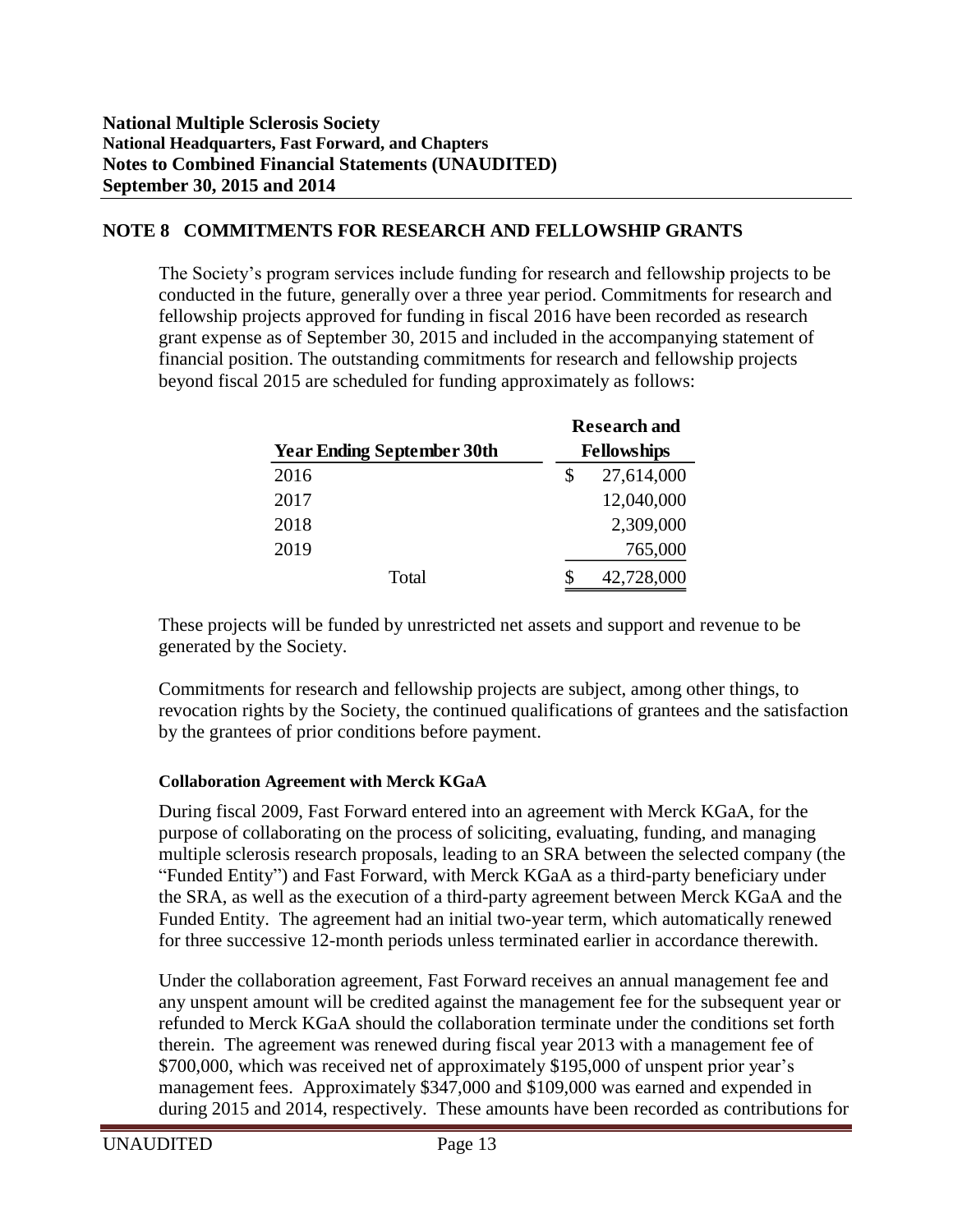## NOTE 8 COMMITMENTS FOR RESEARCH AND FELLOWSHIP GRANTS

The Society's program services include funding for research and fellowship projects to be conducted in the future, generally over a three year period. Commitments for research and fellowship projects approved for funding in fiscal 2016 have been recorded as research grant expense as of September 30, 2015 and included in the accompanying statement of financial position. The outstanding commitments for research and fellowship projects beyond fiscal 2015 are scheduled for funding approximately as follows:

| Year Ending September 30th | Research and Fellowships |
|---|---|
| 2016 | $ 27,614,000 |
| 2017 | 12,040,000 |
| 2018 | 2,309,000 |
| 2019 | 765,000 |
| Total | $ 42,728,000 |

These projects will be funded by unrestricted net assets and support and revenue to be generated by the Society.

Commitments for research and fellowship projects are subject, among other things, to revocation rights by the Society, the continued qualifications of grantees and the satisfaction by the grantees of prior conditions before payment.

### Collaboration Agreement with Merck KGaA

During fiscal 2009, Fast Forward entered into an agreement with Merck KGaA, for the purpose of collaborating on the process of soliciting, evaluating, funding, and managing multiple sclerosis research proposals, leading to an SRA between the selected company (the "Funded Entity") and Fast Forward, with Merck KGaA as a third-party beneficiary under the SRA, as well as the execution of a third-party agreement between Merck KGaA and the Funded Entity. The agreement had an initial two-year term, which automatically renewed for three successive 12-month periods unless terminated earlier in accordance therewith.

Under the collaboration agreement, Fast Forward receives an annual management fee and any unspent amount will be credited against the management fee for the subsequent year or refunded to Merck KGaA should the collaboration terminate under the conditions set forth therein. The agreement was renewed during fiscal year 2013 with a management fee of $700,000, which was received net of approximately $195,000 of unspent prior year's management fees. Approximately $347,000 and $109,000 was earned and expended in during 2015 and 2014, respectively. These amounts have been recorded as contributions for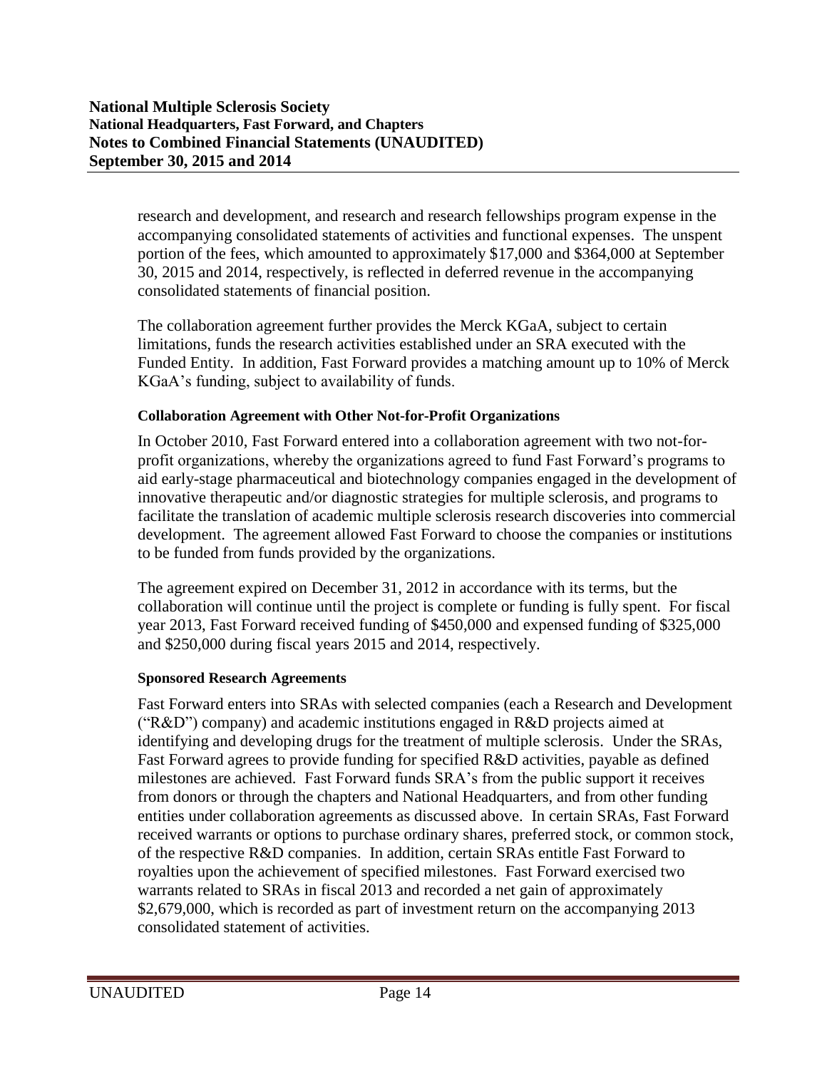research and development, and research and research fellowships program expense in the accompanying consolidated statements of activities and functional expenses. The unspent portion of the fees, which amounted to approximately $17,000 and $364,000 at September 30, 2015 and 2014, respectively, is reflected in deferred revenue in the accompanying consolidated statements of financial position.

The collaboration agreement further provides the Merck KGaA, subject to certain limitations, funds the research activities established under an SRA executed with the Funded Entity. In addition, Fast Forward provides a matching amount up to 10% of Merck KGaA's funding, subject to availability of funds.

**Collaboration Agreement with Other Not-for-Profit Organizations**

In October 2010, Fast Forward entered into a collaboration agreement with two not-for-profit organizations, whereby the organizations agreed to fund Fast Forward's programs to aid early-stage pharmaceutical and biotechnology companies engaged in the development of innovative therapeutic and/or diagnostic strategies for multiple sclerosis, and programs to facilitate the translation of academic multiple sclerosis research discoveries into commercial development. The agreement allowed Fast Forward to choose the companies or institutions to be funded from funds provided by the organizations.

The agreement expired on December 31, 2012 in accordance with its terms, but the collaboration will continue until the project is complete or funding is fully spent. For fiscal year 2013, Fast Forward received funding of $450,000 and expensed funding of $325,000 and $250,000 during fiscal years 2015 and 2014, respectively.

**Sponsored Research Agreements**

Fast Forward enters into SRAs with selected companies (each a Research and Development ("R&D") company) and academic institutions engaged in R&D projects aimed at identifying and developing drugs for the treatment of multiple sclerosis. Under the SRAs, Fast Forward agrees to provide funding for specified R&D activities, payable as defined milestones are achieved. Fast Forward funds SRA's from the public support it receives from donors or through the chapters and National Headquarters, and from other funding entities under collaboration agreements as discussed above. In certain SRAs, Fast Forward received warrants or options to purchase ordinary shares, preferred stock, or common stock, of the respective R&D companies. In addition, certain SRAs entitle Fast Forward to royalties upon the achievement of specified milestones. Fast Forward exercised two warrants related to SRAs in fiscal 2013 and recorded a net gain of approximately $2,679,000, which is recorded as part of investment return on the accompanying 2013 consolidated statement of activities.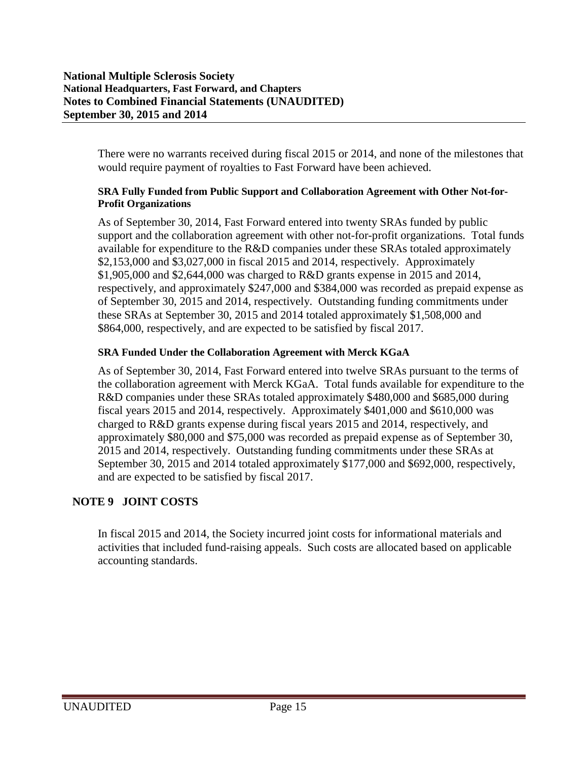There were no warrants received during fiscal 2015 or 2014, and none of the milestones that would require payment of royalties to Fast Forward have been achieved.

**SRA Fully Funded from Public Support and Collaboration Agreement with Other Not-for-Profit Organizations**

As of September 30, 2014, Fast Forward entered into twenty SRAs funded by public support and the collaboration agreement with other not-for-profit organizations. Total funds available for expenditure to the R&D companies under these SRAs totaled approximately $2,153,000 and $3,027,000 in fiscal 2015 and 2014, respectively. Approximately $1,905,000 and $2,644,000 was charged to R&D grants expense in 2015 and 2014, respectively, and approximately $247,000 and $384,000 was recorded as prepaid expense as of September 30, 2015 and 2014, respectively. Outstanding funding commitments under these SRAs at September 30, 2015 and 2014 totaled approximately $1,508,000 and $864,000, respectively, and are expected to be satisfied by fiscal 2017.

**SRA Funded Under the Collaboration Agreement with Merck KGaA**

As of September 30, 2014, Fast Forward entered into twelve SRAs pursuant to the terms of the collaboration agreement with Merck KGaA. Total funds available for expenditure to the R&D companies under these SRAs totaled approximately $480,000 and $685,000 during fiscal years 2015 and 2014, respectively. Approximately $401,000 and $610,000 was charged to R&D grants expense during fiscal years 2015 and 2014, respectively, and approximately $80,000 and $75,000 was recorded as prepaid expense as of September 30, 2015 and 2014, respectively. Outstanding funding commitments under these SRAs at September 30, 2015 and 2014 totaled approximately $177,000 and $692,000, respectively, and are expected to be satisfied by fiscal 2017.

## NOTE 9 JOINT COSTS

In fiscal 2015 and 2014, the Society incurred joint costs for informational materials and activities that included fund-raising appeals. Such costs are allocated based on applicable accounting standards.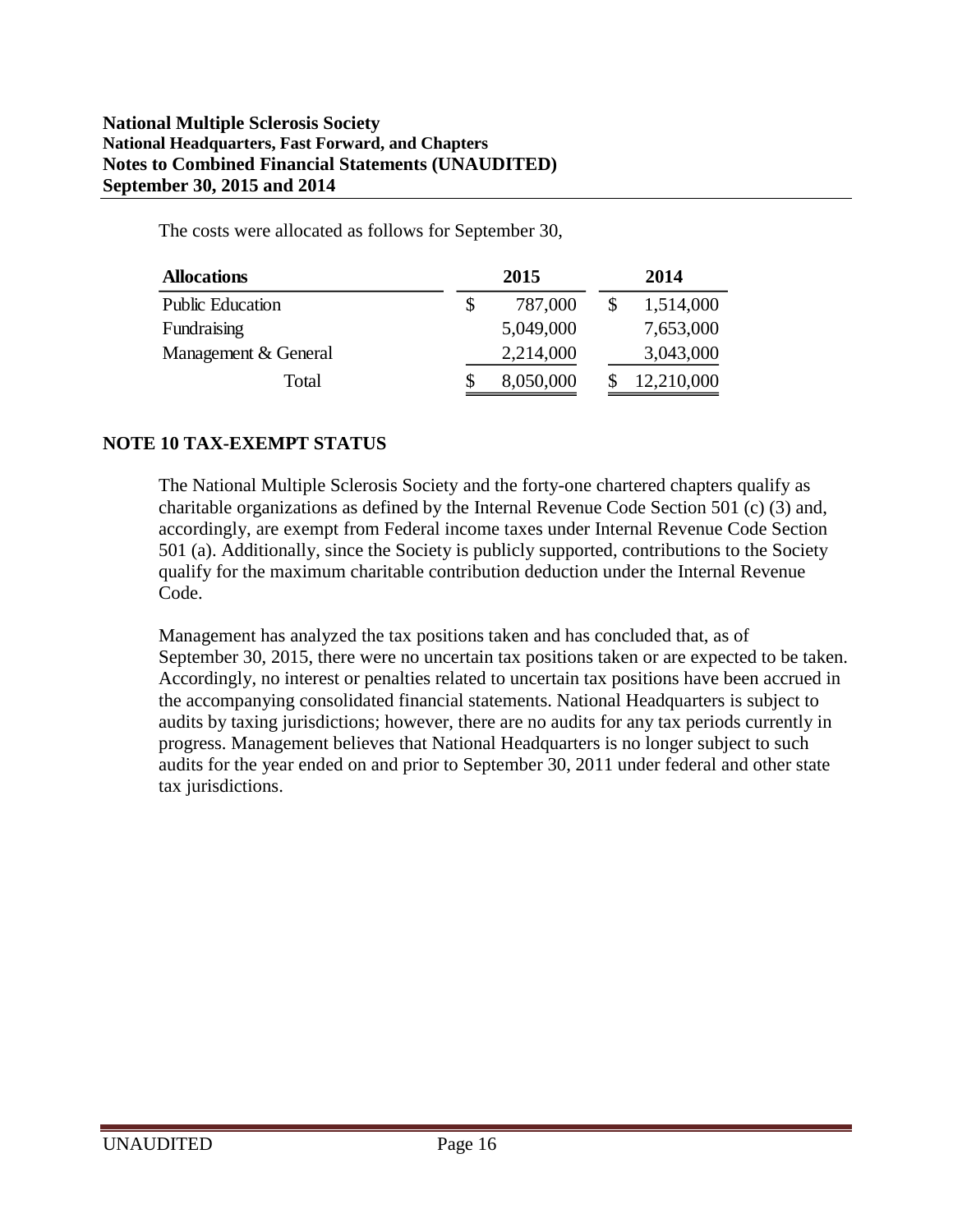The costs were allocated as follows for September 30,

| Allocations | 2015 | 2014 |
|---|---|---|
| Public Education | $ 787,000 | $ 1,514,000 |
| Fundraising | 5,049,000 | 7,653,000 |
| Management & General | 2,214,000 | 3,043,000 |
| Total | $ 8,050,000 | $ 12,210,000 |

## NOTE 10 TAX-EXEMPT STATUS

The National Multiple Sclerosis Society and the forty-one chartered chapters qualify as charitable organizations as defined by the Internal Revenue Code Section 501 (c) (3) and, accordingly, are exempt from Federal income taxes under Internal Revenue Code Section 501 (a). Additionally, since the Society is publicly supported, contributions to the Society qualify for the maximum charitable contribution deduction under the Internal Revenue Code.

Management has analyzed the tax positions taken and has concluded that, as of September 30, 2015, there were no uncertain tax positions taken or are expected to be taken. Accordingly, no interest or penalties related to uncertain tax positions have been accrued in the accompanying consolidated financial statements. National Headquarters is subject to audits by taxing jurisdictions; however, there are no audits for any tax periods currently in progress. Management believes that National Headquarters is no longer subject to such audits for the year ended on and prior to September 30, 2011 under federal and other state tax jurisdictions.